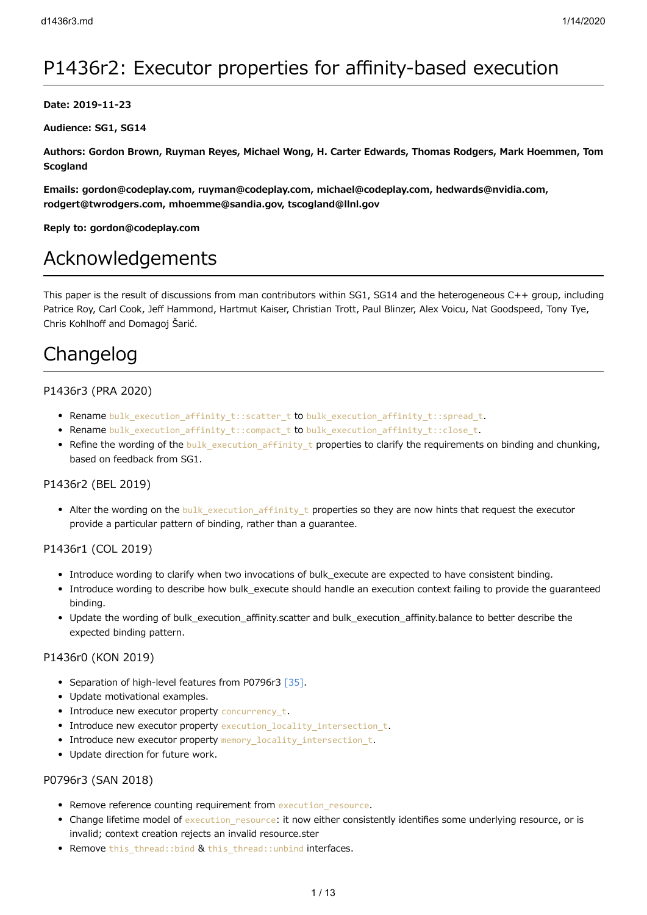# P1436r2: Executor properties for affinity-based execution

**Date: 2019-11-23**

**Audience: SG1, SG14**

**Authors: Gordon Brown, Ruyman Reyes, Michael Wong, H. Carter Edwards, Thomas Rodgers, Mark Hoemmen, Tom Scogland**

**Emails: gordon@codeplay.com, ruyman@codeplay.com, michael@codeplay.com, hedwards@nvidia.com, rodgert@twrodgers.com, mhoemme@sandia.gov, tscogland@llnl.gov**

**Reply to: gordon@codeplay.com**

# Acknowledgements

This paper is the result of discussions from man contributors within SG1, SG14 and the heterogeneous C++ group, including Patrice Roy, Carl Cook, Jeff Hammond, Hartmut Kaiser, Christian Trott, Paul Blinzer, Alex Voicu, Nat Goodspeed, Tony Tye, Chris Kohlhoff and Domagoj Šarić.

# Changelog

### P1436r3 (PRA 2020)

- Rename `bulk_execution_affinity_t::scatter_t` to `bulk_execution_affinity_t::spread_t`.
- Rename `bulk_execution_affinity_t::compact_t` to `bulk_execution_affinity_t::close_t`.
- Refine the wording of the `bulk_execution_affinity_t` properties to clarify the requirements on binding and chunking, based on feedback from SG1.

### P1436r2 (BEL 2019)

- Alter the wording on the `bulk_execution_affinity_t` properties so they are now hints that request the executor provide a particular pattern of binding, rather than a guarantee.

### P1436r1 (COL 2019)

- Introduce wording to clarify when two invocations of bulk_execute are expected to have consistent binding.
- Introduce wording to describe how bulk_execute should handle an execution context failing to provide the guaranteed binding.
- Update the wording of bulk_execution_affinity.scatter and bulk_execution_affinity.balance to better describe the expected binding pattern.

### P1436r0 (KON 2019)

- Separation of high-level features from P0796r3 [35].
- Update motivational examples.
- Introduce new executor property `concurrency_t`.
- Introduce new executor property `execution_locality_intersection_t`.
- Introduce new executor property `memory_locality_intersection_t`.
- Update direction for future work.

### P0796r3 (SAN 2018)

- Remove reference counting requirement from `execution_resource`.
- Change lifetime model of `execution_resource`: it now either consistently identifies some underlying resource, or is invalid; context creation rejects an invalid resource.ster
- Remove `this_thread::bind` & `this_thread::unbind` interfaces.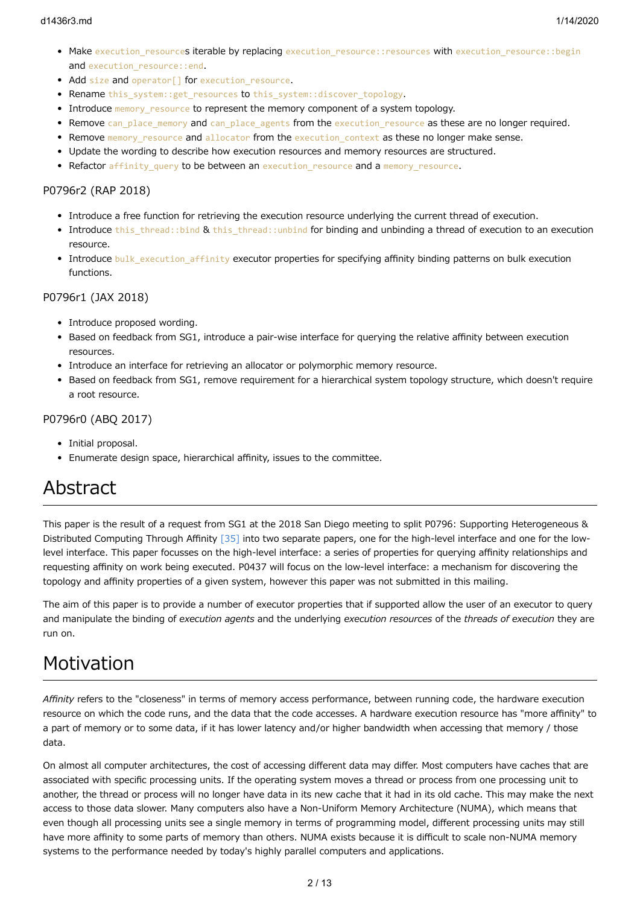- Make `execution_resource`s iterable by replacing `execution_resource::resources` with `execution_resource::begin` and `execution_resource::end`.
- Add `size` and `operator[]` for `execution_resource`.
- Rename `this_system::get_resources` to `this_system::discover_topology`.
- Introduce `memory_resource` to represent the memory component of a system topology.
- Remove `can_place_memory` and `can_place_agents` from the `execution_resource` as these are no longer required.
- Remove `memory_resource` and `allocator` from the `execution_context` as these no longer make sense.
- Update the wording to describe how execution resources and memory resources are structured.
- Refactor `affinity_query` to be between an `execution_resource` and a `memory_resource`.

### P0796r2 (RAP 2018)

- Introduce a free function for retrieving the execution resource underlying the current thread of execution.
- Introduce `this_thread::bind` & `this_thread::unbind` for binding and unbinding a thread of execution to an execution resource.
- Introduce `bulk_execution_affinity` executor properties for specifying affinity binding patterns on bulk execution functions.

### P0796r1 (JAX 2018)

- Introduce proposed wording.
- Based on feedback from SG1, introduce a pair-wise interface for querying the relative affinity between execution resources.
- Introduce an interface for retrieving an allocator or polymorphic memory resource.
- Based on feedback from SG1, remove requirement for a hierarchical system topology structure, which doesn't require a root resource.

### P0796r0 (ABQ 2017)

- Initial proposal.
- Enumerate design space, hierarchical affinity, issues to the committee.

# Abstract

This paper is the result of a request from SG1 at the 2018 San Diego meeting to split P0796: Supporting Heterogeneous & Distributed Computing Through Affinity [35] into two separate papers, one for the high-level interface and one for the low-level interface. This paper focusses on the high-level interface: a series of properties for querying affinity relationships and requesting affinity on work being executed. P0437 will focus on the low-level interface: a mechanism for discovering the topology and affinity properties of a given system, however this paper was not submitted in this mailing.

The aim of this paper is to provide a number of executor properties that if supported allow the user of an executor to query and manipulate the binding of *execution agents* and the underlying *execution resources* of the *threads of execution* they are run on.

# Motivation

*Affinity* refers to the "closeness" in terms of memory access performance, between running code, the hardware execution resource on which the code runs, and the data that the code accesses. A hardware execution resource has "more affinity" to a part of memory or to some data, if it has lower latency and/or higher bandwidth when accessing that memory / those data.

On almost all computer architectures, the cost of accessing different data may differ. Most computers have caches that are associated with specific processing units. If the operating system moves a thread or process from one processing unit to another, the thread or process will no longer have data in its new cache that it had in its old cache. This may make the next access to those data slower. Many computers also have a Non-Uniform Memory Architecture (NUMA), which means that even though all processing units see a single memory in terms of programming model, different processing units may still have more affinity to some parts of memory than others. NUMA exists because it is difficult to scale non-NUMA memory systems to the performance needed by today's highly parallel computers and applications.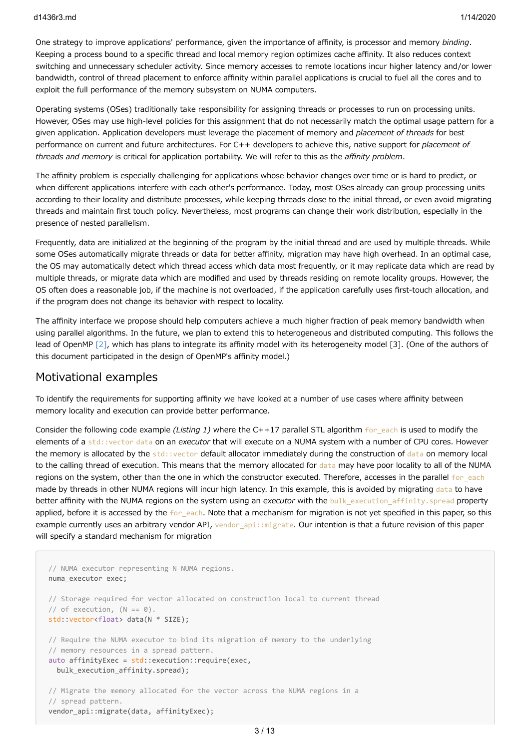One strategy to improve applications' performance, given the importance of affinity, is processor and memory *binding*. Keeping a process bound to a specific thread and local memory region optimizes cache affinity. It also reduces context switching and unnecessary scheduler activity. Since memory accesses to remote locations incur higher latency and/or lower bandwidth, control of thread placement to enforce affinity within parallel applications is crucial to fuel all the cores and to exploit the full performance of the memory subsystem on NUMA computers.

Operating systems (OSes) traditionally take responsibility for assigning threads or processes to run on processing units. However, OSes may use high-level policies for this assignment that do not necessarily match the optimal usage pattern for a given application. Application developers must leverage the placement of memory and *placement of threads* for best performance on current and future architectures. For C++ developers to achieve this, native support for *placement of threads and memory* is critical for application portability. We will refer to this as the *affinity problem*.

The affinity problem is especially challenging for applications whose behavior changes over time or is hard to predict, or when different applications interfere with each other's performance. Today, most OSes already can group processing units according to their locality and distribute processes, while keeping threads close to the initial thread, or even avoid migrating threads and maintain first touch policy. Nevertheless, most programs can change their work distribution, especially in the presence of nested parallelism.

Frequently, data are initialized at the beginning of the program by the initial thread and are used by multiple threads. While some OSes automatically migrate threads or data for better affinity, migration may have high overhead. In an optimal case, the OS may automatically detect which thread access which data most frequently, or it may replicate data which are read by multiple threads, or migrate data which are modified and used by threads residing on remote locality groups. However, the OS often does a reasonable job, if the machine is not overloaded, if the application carefully uses first-touch allocation, and if the program does not change its behavior with respect to locality.

The affinity interface we propose should help computers achieve a much higher fraction of peak memory bandwidth when using parallel algorithms. In the future, we plan to extend this to heterogeneous and distributed computing. This follows the lead of OpenMP [2], which has plans to integrate its affinity model with its heterogeneity model [3]. (One of the authors of this document participated in the design of OpenMP's affinity model.)

## Motivational examples

To identify the requirements for supporting affinity we have looked at a number of use cases where affinity between memory locality and execution can provide better performance.

Consider the following code example *(Listing 1)* where the C++17 parallel STL algorithm `for_each` is used to modify the elements of a `std::vector` `data` on an *executor* that will execute on a NUMA system with a number of CPU cores. However the memory is allocated by the `std::vector` default allocator immediately during the construction of `data` on memory local to the calling thread of execution. This means that the memory allocated for `data` may have poor locality to all of the NUMA regions on the system, other than the one in which the constructor executed. Therefore, accesses in the parallel `for_each` made by threads in other NUMA regions will incur high latency. In this example, this is avoided by migrating `data` to have better affinity with the NUMA regions on the system using an *executor* with the `bulk_execution_affinity.spread` property applied, before it is accessed by the `for_each`. Note that a mechanism for migration is not yet specified in this paper, so this example currently uses an arbitrary vendor API, `vendor_api::migrate`. Our intention is that a future revision of this paper will specify a standard mechanism for migration

```
// NUMA executor representing N NUMA regions.
numa_executor exec;

// Storage required for vector allocated on construction local to current thread
// of execution, (N == 0).
std::vector<float> data(N * SIZE);

// Require the NUMA executor to bind its migration of memory to the underlying
// memory resources in a spread pattern.
auto affinityExec = std::execution::require(exec,
  bulk_execution_affinity.spread);

// Migrate the memory allocated for the vector across the NUMA regions in a
// spread pattern.
vendor_api::migrate(data, affinityExec);
```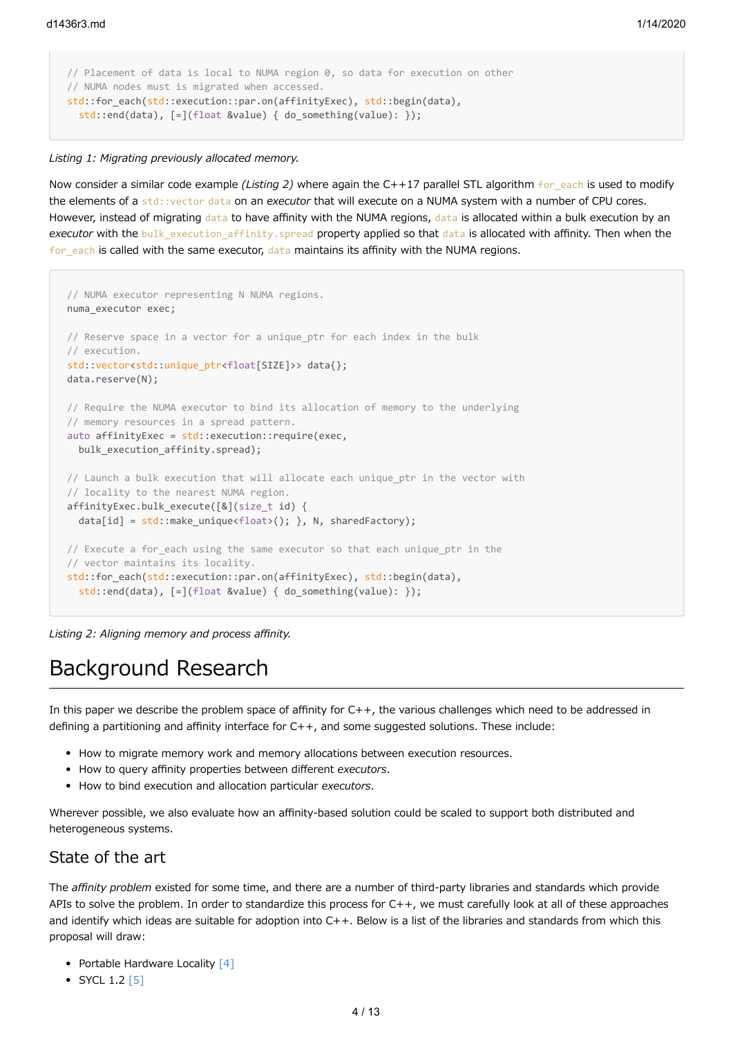```
// Placement of data is local to NUMA region 0, so data for execution on other
// NUMA nodes must is migrated when accessed.
std::for_each(std::execution::par.on(affinityExec), std::begin(data),
  std::end(data), [=](float &value) { do_something(value): });
```

*Listing 1: Migrating previously allocated memory.*

Now consider a similar code example *(Listing 2)* where again the C++17 parallel STL algorithm `for_each` is used to modify the elements of a `std::vector data` on an *executor* that will execute on a NUMA system with a number of CPU cores. However, instead of migrating `data` to have affinity with the NUMA regions, `data` is allocated within a bulk execution by an *executor* with the `bulk_execution_affinity.spread` property applied so that `data` is allocated with affinity. Then when the `for_each` is called with the same executor, `data` maintains its affinity with the NUMA regions.

```
// NUMA executor representing N NUMA regions.
numa_executor exec;

// Reserve space in a vector for a unique_ptr for each index in the bulk
// execution.
std::vector<std::unique_ptr<float[SIZE]>> data{};
data.reserve(N);

// Require the NUMA executor to bind its allocation of memory to the underlying
// memory resources in a spread pattern.
auto affinityExec = std::execution::require(exec,
  bulk_execution_affinity.spread);

// Launch a bulk execution that will allocate each unique_ptr in the vector with
// locality to the nearest NUMA region.
affinityExec.bulk_execute([&](size_t id) {
  data[id] = std::make_unique<float>(); }, N, sharedFactory);

// Execute a for_each using the same executor so that each unique_ptr in the
// vector maintains its locality.
std::for_each(std::execution::par.on(affinityExec), std::begin(data),
  std::end(data), [=](float &value) { do_something(value): });
```

*Listing 2: Aligning memory and process affinity.*

# Background Research

In this paper we describe the problem space of affinity for C++, the various challenges which need to be addressed in defining a partitioning and affinity interface for C++, and some suggested solutions. These include:

- How to migrate memory work and memory allocations between execution resources.
- How to query affinity properties between different *executors*.
- How to bind execution and allocation particular *executors*.

Wherever possible, we also evaluate how an affinity-based solution could be scaled to support both distributed and heterogeneous systems.

## State of the art

The *affinity problem* existed for some time, and there are a number of third-party libraries and standards which provide APIs to solve the problem. In order to standardize this process for C++, we must carefully look at all of these approaches and identify which ideas are suitable for adoption into C++. Below is a list of the libraries and standards from which this proposal will draw:

- Portable Hardware Locality [4]
- SYCL 1.2 [5]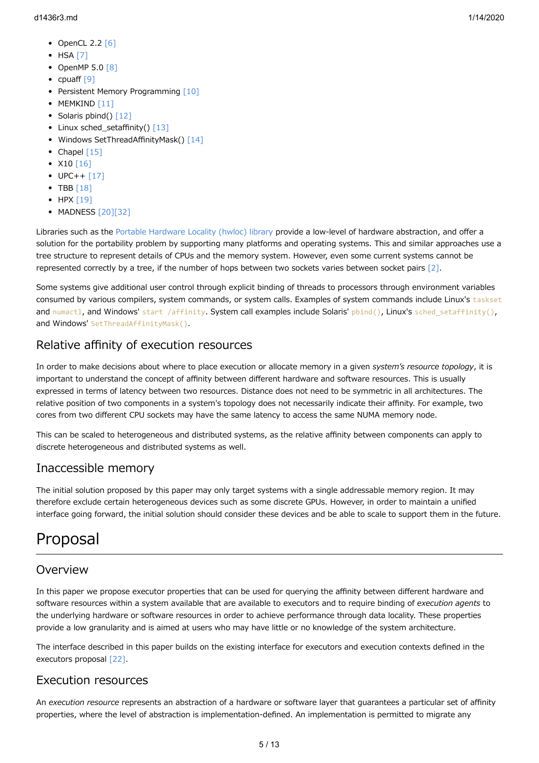- OpenCL 2.2 [6]
- HSA [7]
- OpenMP 5.0 [8]
- cpuaff [9]
- Persistent Memory Programming [10]
- MEMKIND [11]
- Solaris pbind() [12]
- Linux sched_setaffinity() [13]
- Windows SetThreadAffinityMask() [14]
- Chapel [15]
- X10 [16]
- UPC++ [17]
- TBB [18]
- HPX [19]
- MADNESS [20][32]

Libraries such as the Portable Hardware Locality (hwloc) library provide a low-level of hardware abstraction, and offer a solution for the portability problem by supporting many platforms and operating systems. This and similar approaches use a tree structure to represent details of CPUs and the memory system. However, even some current systems cannot be represented correctly by a tree, if the number of hops between two sockets varies between socket pairs [2].

Some systems give additional user control through explicit binding of threads to processors through environment variables consumed by various compilers, system commands, or system calls. Examples of system commands include Linux's `taskset` and `numactl`, and Windows' `start /affinity`. System call examples include Solaris' `pbind()`, Linux's `sched_setaffinity()`, and Windows' `SetThreadAffinityMask()`.

## Relative affinity of execution resources

In order to make decisions about where to place execution or allocate memory in a given *system's resource topology*, it is important to understand the concept of affinity between different hardware and software resources. This is usually expressed in terms of latency between two resources. Distance does not need to be symmetric in all architectures. The relative position of two components in a system's topology does not necessarily indicate their affinity. For example, two cores from two different CPU sockets may have the same latency to access the same NUMA memory node.

This can be scaled to heterogeneous and distributed systems, as the relative affinity between components can apply to discrete heterogeneous and distributed systems as well.

## Inaccessible memory

The initial solution proposed by this paper may only target systems with a single addressable memory region. It may therefore exclude certain heterogeneous devices such as some discrete GPUs. However, in order to maintain a unified interface going forward, the initial solution should consider these devices and be able to scale to support them in the future.

# Proposal

## Overview

In this paper we propose executor properties that can be used for querying the affinity between different hardware and software resources within a system available that are available to executors and to require binding of *execution agents* to the underlying hardware or software resources in order to achieve performance through data locality. These properties provide a low granularity and is aimed at users who may have little or no knowledge of the system architecture.

The interface described in this paper builds on the existing interface for executors and execution contexts defined in the executors proposal [22].

## Execution resources

An *execution resource* represents an abstraction of a hardware or software layer that guarantees a particular set of affinity properties, where the level of abstraction is implementation-defined. An implementation is permitted to migrate any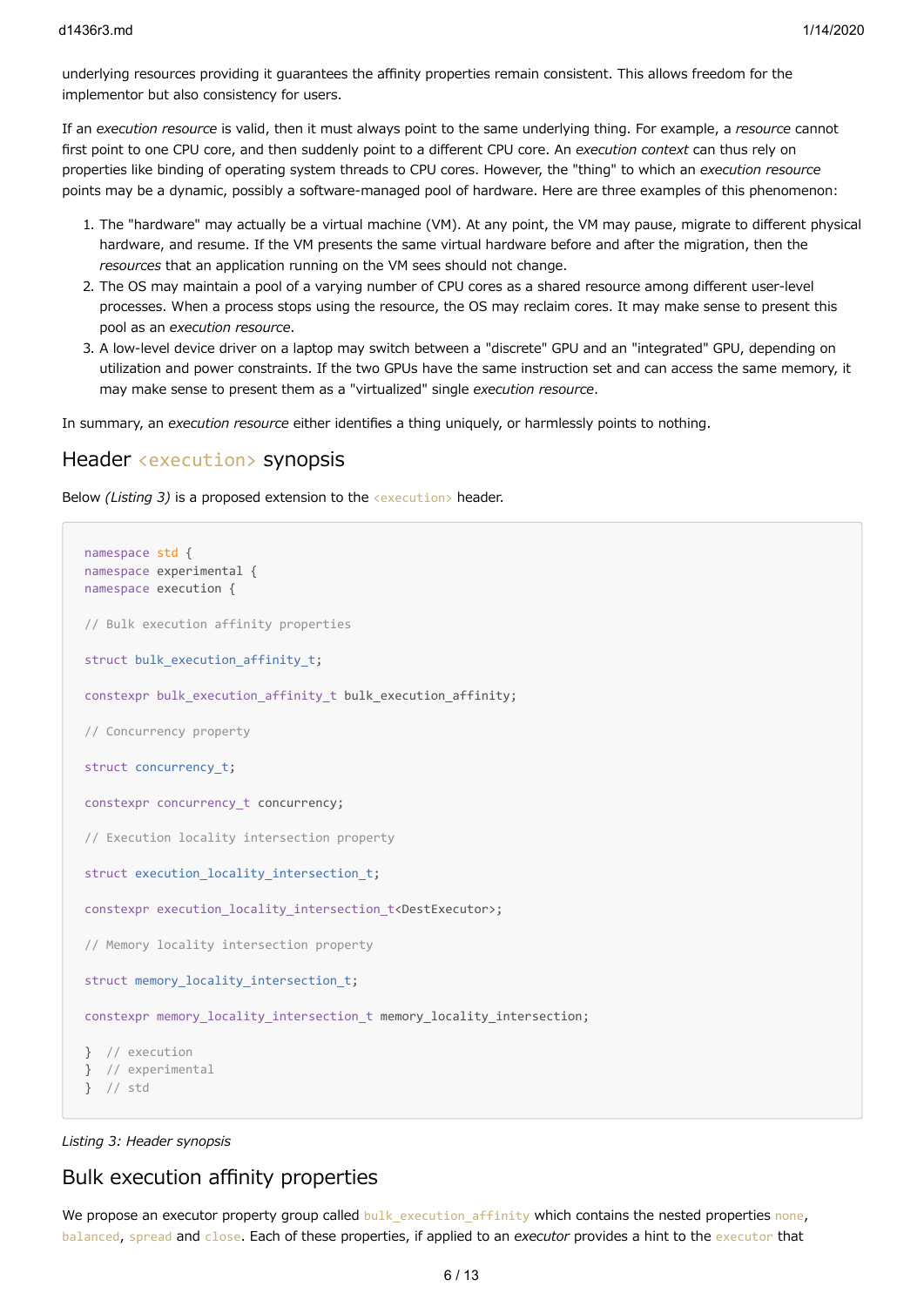underlying resources providing it guarantees the affinity properties remain consistent. This allows freedom for the implementor but also consistency for users.

If an *execution resource* is valid, then it must always point to the same underlying thing. For example, a *resource* cannot first point to one CPU core, and then suddenly point to a different CPU core. An *execution context* can thus rely on properties like binding of operating system threads to CPU cores. However, the "thing" to which an *execution resource* points may be a dynamic, possibly a software-managed pool of hardware. Here are three examples of this phenomenon:

1. The "hardware" may actually be a virtual machine (VM). At any point, the VM may pause, migrate to different physical hardware, and resume. If the VM presents the same virtual hardware before and after the migration, then the *resources* that an application running on the VM sees should not change.
2. The OS may maintain a pool of a varying number of CPU cores as a shared resource among different user-level processes. When a process stops using the resource, the OS may reclaim cores. It may make sense to present this pool as an *execution resource*.
3. A low-level device driver on a laptop may switch between a "discrete" GPU and an "integrated" GPU, depending on utilization and power constraints. If the two GPUs have the same instruction set and can access the same memory, it may make sense to present them as a "virtualized" single *execution resource*.

In summary, an *execution resource* either identifies a thing uniquely, or harmlessly points to nothing.

## Header `<execution>` synopsis

Below *(Listing 3)* is a proposed extension to the `<execution>` header.

```
namespace std {
namespace experimental {
namespace execution {

// Bulk execution affinity properties

struct bulk_execution_affinity_t;

constexpr bulk_execution_affinity_t bulk_execution_affinity;

// Concurrency property

struct concurrency_t;

constexpr concurrency_t concurrency;

// Execution locality intersection property

struct execution_locality_intersection_t;

constexpr execution_locality_intersection_t<DestExecutor>;

// Memory locality intersection property

struct memory_locality_intersection_t;

constexpr memory_locality_intersection_t memory_locality_intersection;

}  // execution
}  // experimental
}  // std
```

*Listing 3: Header synopsis*

## Bulk execution affinity properties

We propose an executor property group called `bulk_execution_affinity` which contains the nested properties `none`, `balanced`, `spread` and `close`. Each of these properties, if applied to an *executor* provides a hint to the `executor` that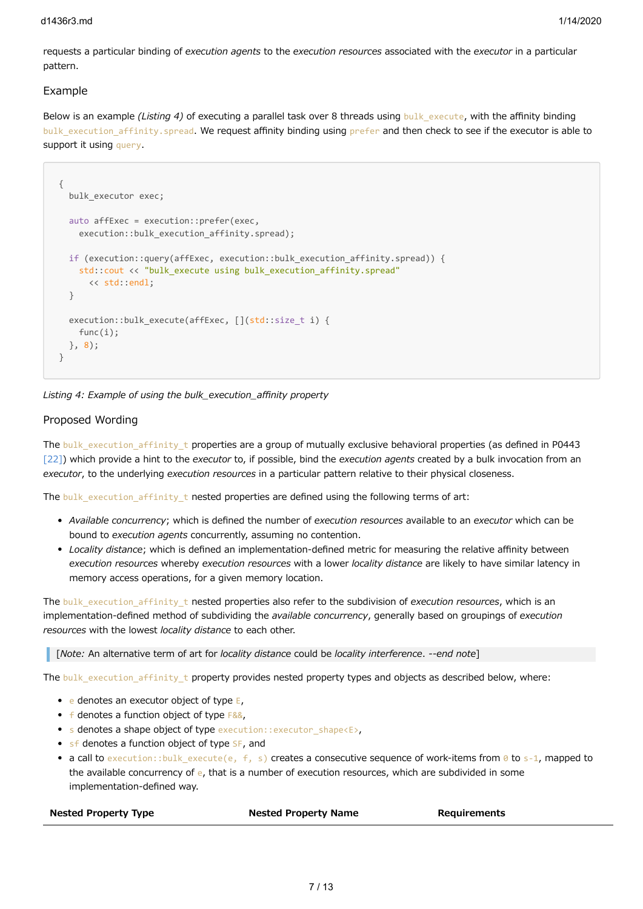requests a particular binding of *execution agents* to the *execution resources* associated with the *executor* in a particular pattern.

### Example

Below is an example *(Listing 4)* of executing a parallel task over 8 threads using `bulk_execute`, with the affinity binding `bulk_execution_affinity.spread`. We request affinity binding using `prefer` and then check to see if the executor is able to support it using `query`.

```
{
  bulk_executor exec;

  auto affExec = execution::prefer(exec,
    execution::bulk_execution_affinity.spread);

  if (execution::query(affExec, execution::bulk_execution_affinity.spread)) {
    std::cout << "bulk_execute using bulk_execution_affinity.spread"
      << std::endl;
  }

  execution::bulk_execute(affExec, [](std::size_t i) {
    func(i);
  }, 8);
}
```

*Listing 4: Example of using the bulk_execution_affinity property*

### Proposed Wording

The `bulk_execution_affinity_t` properties are a group of mutually exclusive behavioral properties (as defined in P0443 [22]) which provide a hint to the *executor* to, if possible, bind the *execution agents* created by a bulk invocation from an *executor*, to the underlying *execution resources* in a particular pattern relative to their physical closeness.

The `bulk_execution_affinity_t` nested properties are defined using the following terms of art:

- *Available concurrency*; which is defined the number of *execution resources* available to an *executor* which can be bound to *execution agents* concurrently, assuming no contention.
- *Locality distance*; which is defined an implementation-defined metric for measuring the relative affinity between *execution resources* whereby *execution resources* with a lower *locality distance* are likely to have similar latency in memory access operations, for a given memory location.

The `bulk_execution_affinity_t` nested properties also refer to the subdivision of *execution resources*, which is an implementation-defined method of subdividing the *available concurrency*, generally based on groupings of *execution resources* with the lowest *locality distance* to each other.

> [*Note:* An alternative term of art for *locality distance* could be *locality interference*. *--end note*]

The `bulk_execution_affinity_t` property provides nested property types and objects as described below, where:

- `e` denotes an executor object of type `E`,
- `f` denotes a function object of type `F&&`,
- `s` denotes a shape object of type `execution::executor_shape<E>`,
- `sf` denotes a function object of type `SF`, and
- a call to `execution::bulk_execute(e, f, s)` creates a consecutive sequence of work-items from `0` to `s-1`, mapped to the available concurrency of `e`, that is a number of execution resources, which are subdivided in some implementation-defined way.

| Nested Property Type | Nested Property Name | Requirements |
| --- | --- | --- |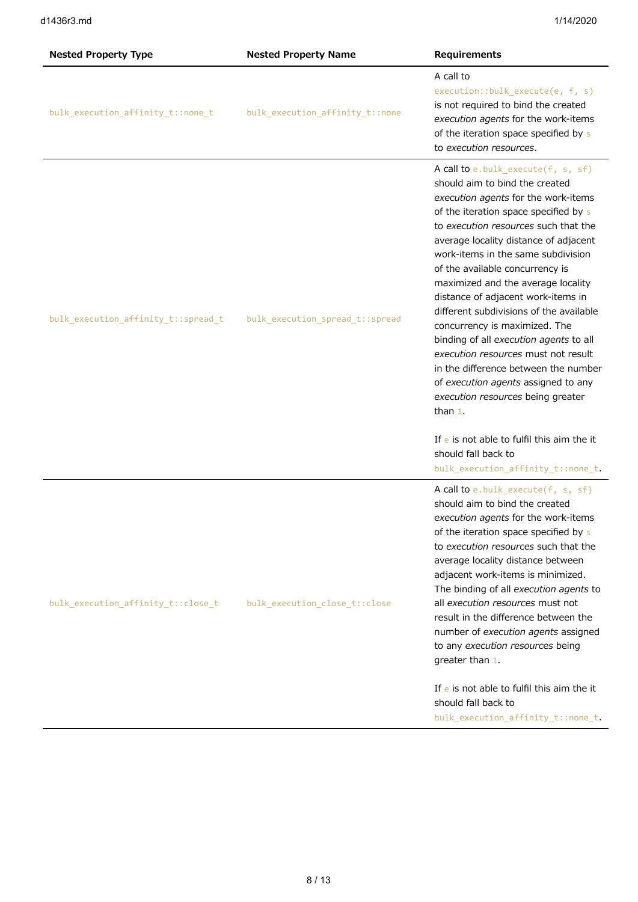| Nested Property Type | Nested Property Name | Requirements |
| --- | --- | --- |
| `bulk_execution_affinity_t::none_t` | `bulk_execution_affinity_t::none` | A call to `execution::bulk_execute(e, f, s)` is not required to bind the created *execution agents* for the work-items of the iteration space specified by `s` to *execution resources*. |
| `bulk_execution_affinity_t::spread_t` | `bulk_execution_spread_t::spread` | A call to `e.bulk_execute(f, s, sf)` should aim to bind the created *execution agents* for the work-items of the iteration space specified by `s` to *execution resources* such that the average locality distance of adjacent work-items in the same subdivision of the available concurrency is maximized and the average locality distance of adjacent work-items in different subdivisions of the available concurrency is maximized. The binding of all *execution agents* to all *execution resources* must not result in the difference between the number of *execution agents* assigned to any *execution resources* being greater than `1`.<br><br>If `e` is not able to fulfil this aim the it should fall back to `bulk_execution_affinity_t::none_t`. |
| `bulk_execution_affinity_t::close_t` | `bulk_execution_close_t::close` | A call to `e.bulk_execute(f, s, sf)` should aim to bind the created *execution agents* for the work-items of the iteration space specified by `s` to *execution resources* such that the average locality distance between adjacent work-items is minimized. The binding of all *execution agents* to all *execution resources* must not result in the difference between the number of *execution agents* assigned to any *execution resources* being greater than `1`.<br><br>If `e` is not able to fulfil this aim the it should fall back to `bulk_execution_affinity_t::none_t`. |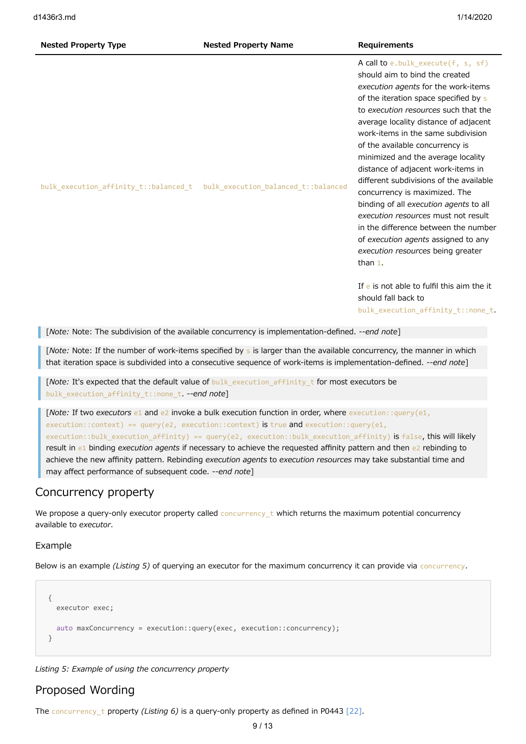| Nested Property Type | Nested Property Name | Requirements |
| --- | --- | --- |
| `bulk_execution_affinity_t::balanced_t` | `bulk_execution_balanced_t::balanced` | A call to `e.bulk_execute(f, s, sf)` should aim to bind the created *execution agents* for the work-items of the iteration space specified by `s` to *execution resources* such that the average locality distance of adjacent work-items in the same subdivision of the available concurrency is minimized and the average locality distance of adjacent work-items in different subdivisions of the available concurrency is maximized. The binding of all *execution agents* to all *execution resources* must not result in the difference between the number of *execution agents* assigned to any *execution resources* being greater than `1`.<br><br>If `e` is not able to fulfil this aim the it should fall back to `bulk_execution_affinity_t::none_t`. |

> [*Note:* Note: The subdivision of the available concurrency is implementation-defined. *--end note*]

> [*Note:* Note: If the number of work-items specified by `s` is larger than the available concurrency, the manner in which that iteration space is subdivided into a consecutive sequence of work-items is implementation-defined. *--end note*]

> [*Note:* It's expected that the default value of `bulk_execution_affinity_t` for most executors be `bulk_execution_affinity_t::none_t`. *--end note*]

> [*Note:* If two *executors* `e1` and `e2` invoke a bulk execution function in order, where `execution::query(e1, execution::context) == query(e2, execution::context)` is `true` and `execution::query(e1, execution::bulk_execution_affinity) == query(e2, execution::bulk_execution_affinity)` is `false`, this will likely result in `e1` binding *execution agents* if necessary to achieve the requested affinity pattern and then `e2` rebinding to achieve the new affinity pattern. Rebinding *execution agents* to *execution resources* may take substantial time and may affect performance of subsequent code. *--end note*]

## Concurrency property

We propose a query-only executor property called `concurrency_t` which returns the maximum potential concurrency available to *executor*.

### Example

Below is an example *(Listing 5)* of querying an executor for the maximum concurrency it can provide via `concurrency`.

```
{
  executor exec;

  auto maxConcurrency = execution::query(exec, execution::concurrency);
}
```

*Listing 5: Example of using the concurrency property*

## Proposed Wording

The `concurrency_t` property *(Listing 6)* is a query-only property as defined in P0443 [22].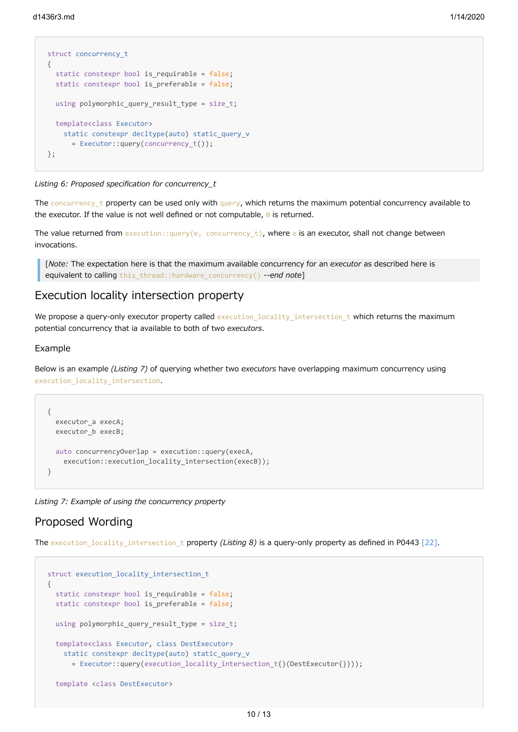```
struct concurrency_t
{
  static constexpr bool is_requirable = false;
  static constexpr bool is_preferable = false;

  using polymorphic_query_result_type = size_t;

  template<class Executor>
    static constexpr decltype(auto) static_query_v
      = Executor::query(concurrency_t());
};
```

*Listing 6: Proposed specification for concurrency_t*

The `concurrency_t` property can be used only with `query`, which returns the maximum potential concurrency available to the executor. If the value is not well defined or not computable, `0` is returned.

The value returned from `execution::query(e, concurrency_t)`, where `e` is an executor, shall not change between invocations.

> [*Note:* The expectation here is that the maximum available concurrency for an *executor* as described here is equivalent to calling `this_thread::hardware_concurrency()` *--end note*]

## Execution locality intersection property

We propose a query-only executor property called `execution_locality_intersection_t` which returns the maximum potential concurrency that ia available to both of two *executors*.

### Example

Below is an example *(Listing 7)* of querying whether two *executors* have overlapping maximum concurrency using `execution_locality_intersection`.

```
{
  executor_a execA;
  executor_b execB;

  auto concurrencyOverlap = execution::query(execA,
    execution::execution_locality_intersection(execB));
}
```

*Listing 7: Example of using the concurrency property*

## Proposed Wording

The `execution_locality_intersection_t` property *(Listing 8)* is a query-only property as defined in P0443 [22].

```
struct execution_locality_intersection_t
{
  static constexpr bool is_requirable = false;
  static constexpr bool is_preferable = false;

  using polymorphic_query_result_type = size_t;

  template<class Executor, class DestExecutor>
    static constexpr decltype(auto) static_query_v
      = Executor::query(execution_locality_intersection_t{}(DestExecutor{}));

  template <class DestExecutor>
```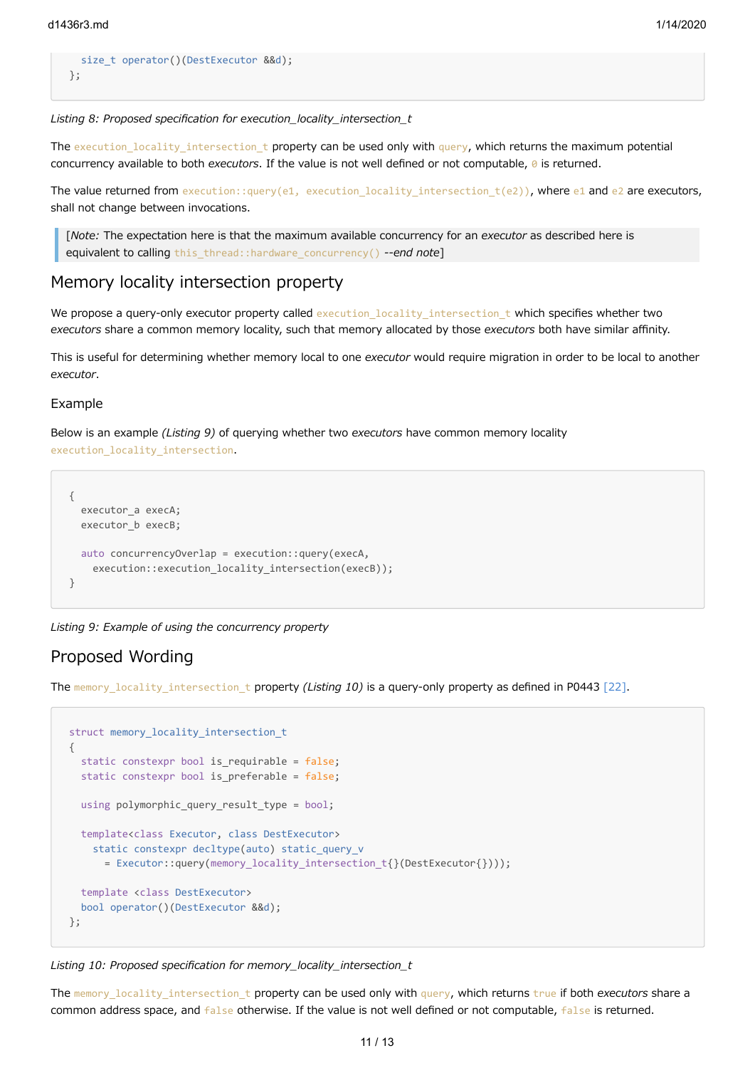```
  size_t operator()(DestExecutor &&d);
};
```

*Listing 8: Proposed specification for execution_locality_intersection_t*

The `execution_locality_intersection_t` property can be used only with `query`, which returns the maximum potential concurrency available to both *executors*. If the value is not well defined or not computable, `0` is returned.

The value returned from `execution::query(e1, execution_locality_intersection_t(e2))`, where `e1` and `e2` are executors, shall not change between invocations.

> [*Note:* The expectation here is that the maximum available concurrency for an *executor* as described here is equivalent to calling `this_thread::hardware_concurrency()` *--end note*]

## Memory locality intersection property

We propose a query-only executor property called `execution_locality_intersection_t` which specifies whether two *executors* share a common memory locality, such that memory allocated by those *executors* both have similar affinity.

This is useful for determining whether memory local to one *executor* would require migration in order to be local to another *executor*.

### Example

Below is an example *(Listing 9)* of querying whether two *executors* have common memory locality `execution_locality_intersection`.

```
{
  executor_a execA;
  executor_b execB;

  auto concurrencyOverlap = execution::query(execA,
    execution::execution_locality_intersection(execB));
}
```

*Listing 9: Example of using the concurrency property*

## Proposed Wording

The `memory_locality_intersection_t` property *(Listing 10)* is a query-only property as defined in P0443 [22].

```
struct memory_locality_intersection_t
{
  static constexpr bool is_requirable = false;
  static constexpr bool is_preferable = false;

  using polymorphic_query_result_type = bool;

  template<class Executor, class DestExecutor>
    static constexpr decltype(auto) static_query_v
      = Executor::query(memory_locality_intersection_t{}(DestExecutor{})));

  template <class DestExecutor>
  bool operator()(DestExecutor &&d);
};
```

*Listing 10: Proposed specification for memory_locality_intersection_t*

The `memory_locality_intersection_t` property can be used only with `query`, which returns `true` if both *executors* share a common address space, and `false` otherwise. If the value is not well defined or not computable, `false` is returned.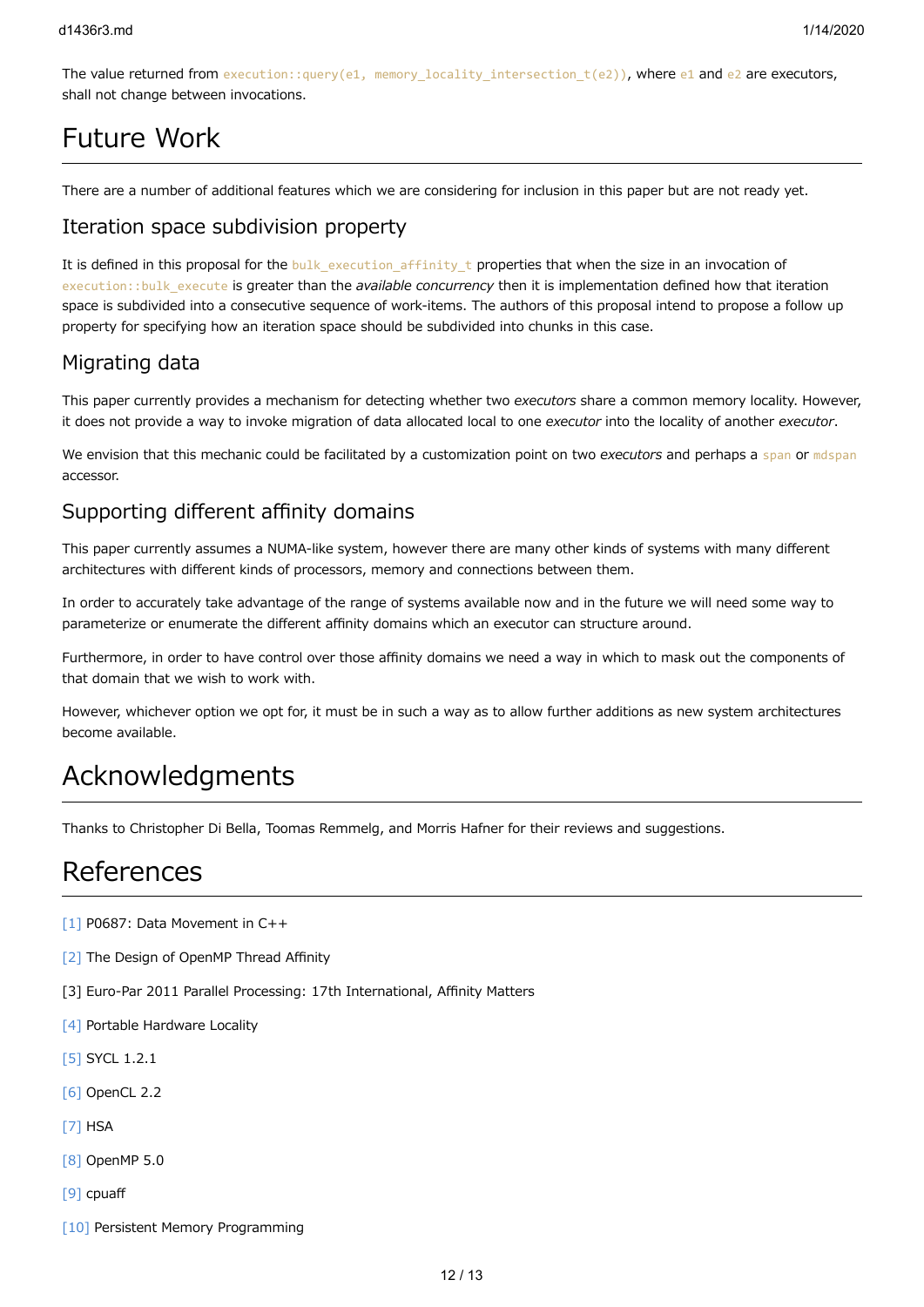The value returned from `execution::query(e1, memory_locality_intersection_t(e2))`, where `e1` and `e2` are executors, shall not change between invocations.

# Future Work

There are a number of additional features which we are considering for inclusion in this paper but are not ready yet.

## Iteration space subdivision property

It is defined in this proposal for the `bulk_execution_affinity_t` properties that when the size in an invocation of `execution::bulk_execute` is greater than the *available concurrency* then it is implementation defined how that iteration space is subdivided into a consecutive sequence of work-items. The authors of this proposal intend to propose a follow up property for specifying how an iteration space should be subdivided into chunks in this case.

## Migrating data

This paper currently provides a mechanism for detecting whether two *executors* share a common memory locality. However, it does not provide a way to invoke migration of data allocated local to one *executor* into the locality of another *executor*.

We envision that this mechanic could be facilitated by a customization point on two *executors* and perhaps a `span` or `mdspan` accessor.

## Supporting different affinity domains

This paper currently assumes a NUMA-like system, however there are many other kinds of systems with many different architectures with different kinds of processors, memory and connections between them.

In order to accurately take advantage of the range of systems available now and in the future we will need some way to parameterize or enumerate the different affinity domains which an executor can structure around.

Furthermore, in order to have control over those affinity domains we need a way in which to mask out the components of that domain that we wish to work with.

However, whichever option we opt for, it must be in such a way as to allow further additions as new system architectures become available.

# Acknowledgments

Thanks to Christopher Di Bella, Toomas Remmelg, and Morris Hafner for their reviews and suggestions.

# References

[1] P0687: Data Movement in C++

[2] The Design of OpenMP Thread Affinity

[3] Euro-Par 2011 Parallel Processing: 17th International, Affinity Matters

[4] Portable Hardware Locality

[5] SYCL 1.2.1

[6] OpenCL 2.2

[7] HSA

[8] OpenMP 5.0

[9] cpuaff

[10] Persistent Memory Programming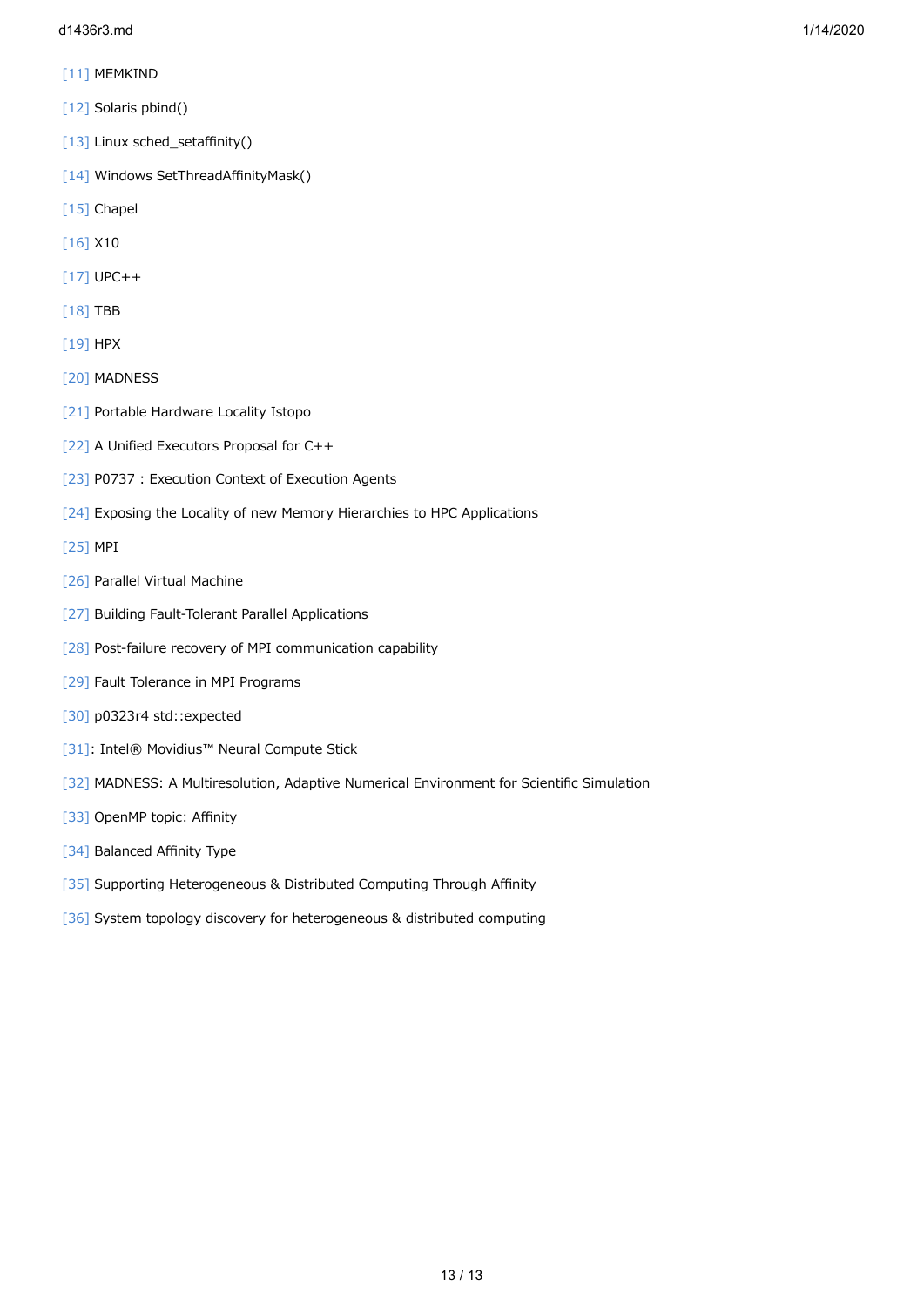[11] MEMKIND

[12] Solaris pbind()

[13] Linux sched_setaffinity()

[14] Windows SetThreadAffinityMask()

[15] Chapel

[16] X10

[17] UPC++

[18] TBB

[19] HPX

[20] MADNESS

[21] Portable Hardware Locality Istopo

[22] A Unified Executors Proposal for C++

[23] P0737 : Execution Context of Execution Agents

[24] Exposing the Locality of new Memory Hierarchies to HPC Applications

[25] MPI

[26] Parallel Virtual Machine

[27] Building Fault-Tolerant Parallel Applications

[28] Post-failure recovery of MPI communication capability

[29] Fault Tolerance in MPI Programs

[30] p0323r4 std::expected

[31]: Intel® Movidius™ Neural Compute Stick

[32] MADNESS: A Multiresolution, Adaptive Numerical Environment for Scientific Simulation

[33] OpenMP topic: Affinity

[34] Balanced Affinity Type

[35] Supporting Heterogeneous & Distributed Computing Through Affinity

[36] System topology discovery for heterogeneous & distributed computing